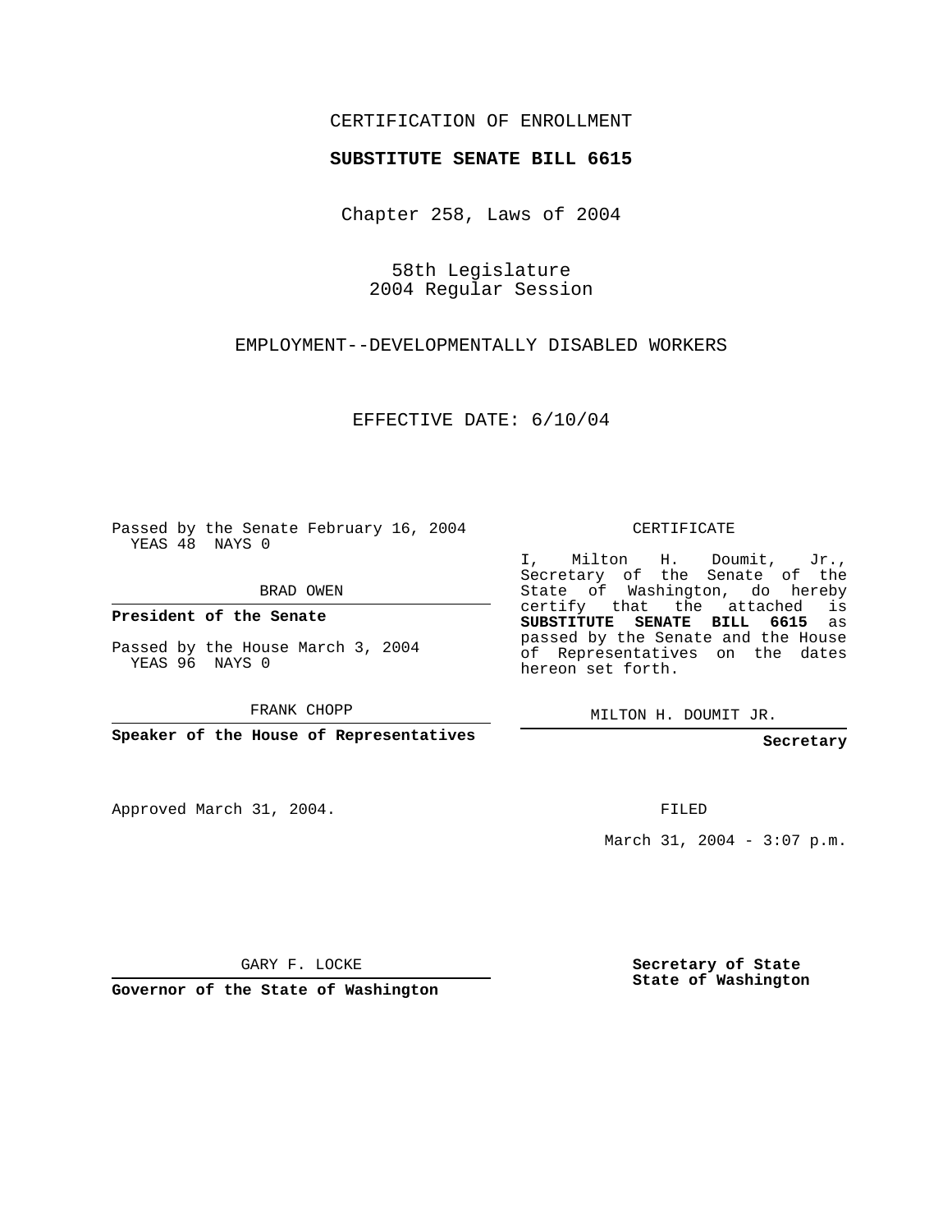CERTIFICATION OF ENROLLMENT

**SUBSTITUTE SENATE BILL 6615**

Chapter 258, Laws of 2004

58th Legislature
2004 Regular Session

EMPLOYMENT--DEVELOPMENTALLY DISABLED WORKERS

EFFECTIVE DATE: 6/10/04

Passed by the Senate February 16, 2004
YEAS 48 NAYS 0

BRAD OWEN

**President of the Senate**

Passed by the House March 3, 2004
YEAS 96 NAYS 0

FRANK CHOPP

**Speaker of the House of Representatives**

Approved March 31, 2004.

GARY F. LOCKE

**Governor of the State of Washington**

CERTIFICATE

I, Milton H. Doumit, Jr., Secretary of the Senate of the State of Washington, do hereby certify that the attached is **SUBSTITUTE SENATE BILL 6615** as passed by the Senate and the House of Representatives on the dates hereon set forth.

MILTON H. DOUMIT JR.

**Secretary**

FILED

March 31, 2004 - 3:07 p.m.

**Secretary of State**
**State of Washington**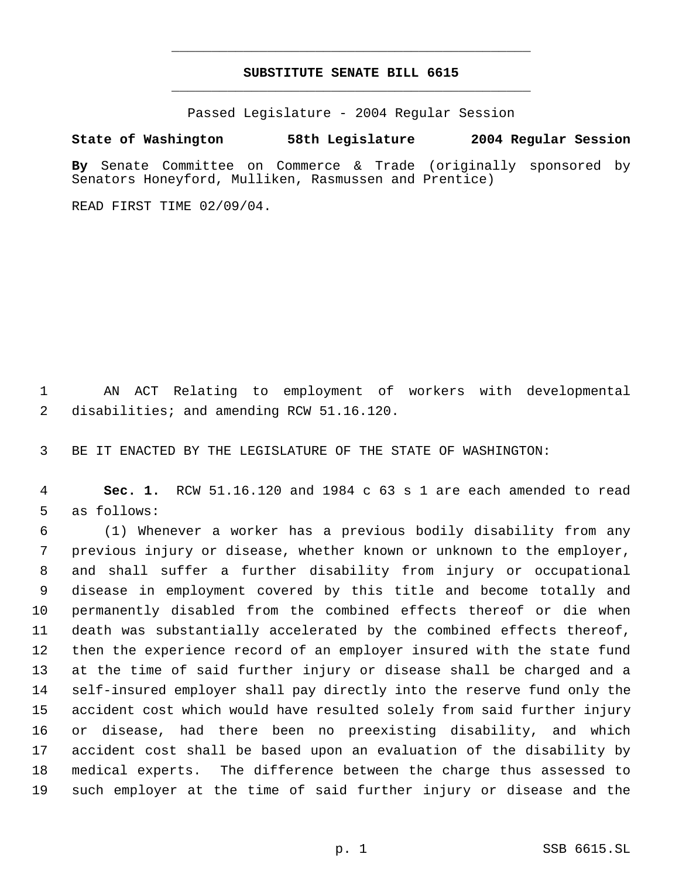# SUBSTITUTE SENATE BILL 6615

Passed Legislature - 2004 Regular Session

**State of Washington 58th Legislature 2004 Regular Session**

**By** Senate Committee on Commerce & Trade (originally sponsored by Senators Honeyford, Mulliken, Rasmussen and Prentice)

READ FIRST TIME 02/09/04.

AN ACT Relating to employment of workers with developmental disabilities; and amending RCW 51.16.120.

BE IT ENACTED BY THE LEGISLATURE OF THE STATE OF WASHINGTON:

**Sec. 1.** RCW 51.16.120 and 1984 c 63 s 1 are each amended to read as follows:

(1) Whenever a worker has a previous bodily disability from any previous injury or disease, whether known or unknown to the employer, and shall suffer a further disability from injury or occupational disease in employment covered by this title and become totally and permanently disabled from the combined effects thereof or die when death was substantially accelerated by the combined effects thereof, then the experience record of an employer insured with the state fund at the time of said further injury or disease shall be charged and a self-insured employer shall pay directly into the reserve fund only the accident cost which would have resulted solely from said further injury or disease, had there been no preexisting disability, and which accident cost shall be based upon an evaluation of the disability by medical experts. The difference between the charge thus assessed to such employer at the time of said further injury or disease and the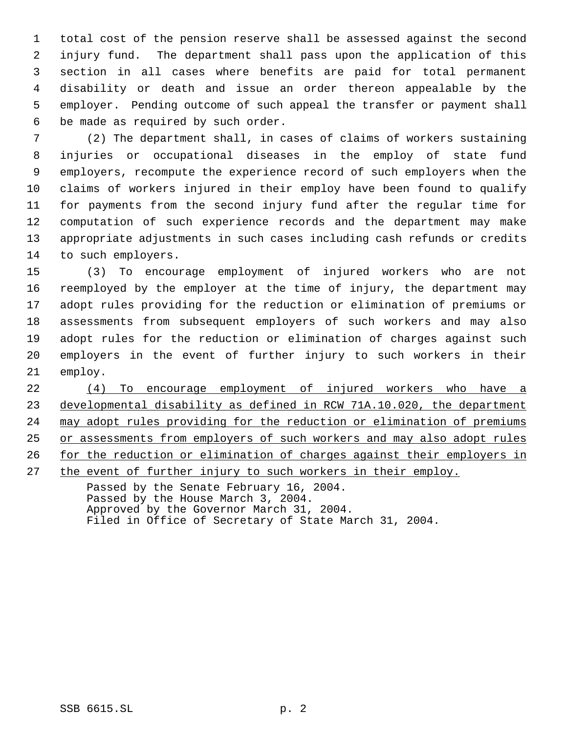total cost of the pension reserve shall be assessed against the second injury fund. The department shall pass upon the application of this section in all cases where benefits are paid for total permanent disability or death and issue an order thereon appealable by the employer. Pending outcome of such appeal the transfer or payment shall be made as required by such order.

(2) The department shall, in cases of claims of workers sustaining injuries or occupational diseases in the employ of state fund employers, recompute the experience record of such employers when the claims of workers injured in their employ have been found to qualify for payments from the second injury fund after the regular time for computation of such experience records and the department may make appropriate adjustments in such cases including cash refunds or credits to such employers.

(3) To encourage employment of injured workers who are not reemployed by the employer at the time of injury, the department may adopt rules providing for the reduction or elimination of premiums or assessments from subsequent employers of such workers and may also adopt rules for the reduction or elimination of charges against such employers in the event of further injury to such workers in their employ.

<u>(4) To encourage employment of injured workers who have a developmental disability as defined in RCW 71A.10.020, the department may adopt rules providing for the reduction or elimination of premiums or assessments from employers of such workers and may also adopt rules for the reduction or elimination of charges against their employers in the event of further injury to such workers in their employ.</u>

Passed by the Senate February 16, 2004.
Passed by the House March 3, 2004.
Approved by the Governor March 31, 2004.
Filed in Office of Secretary of State March 31, 2004.